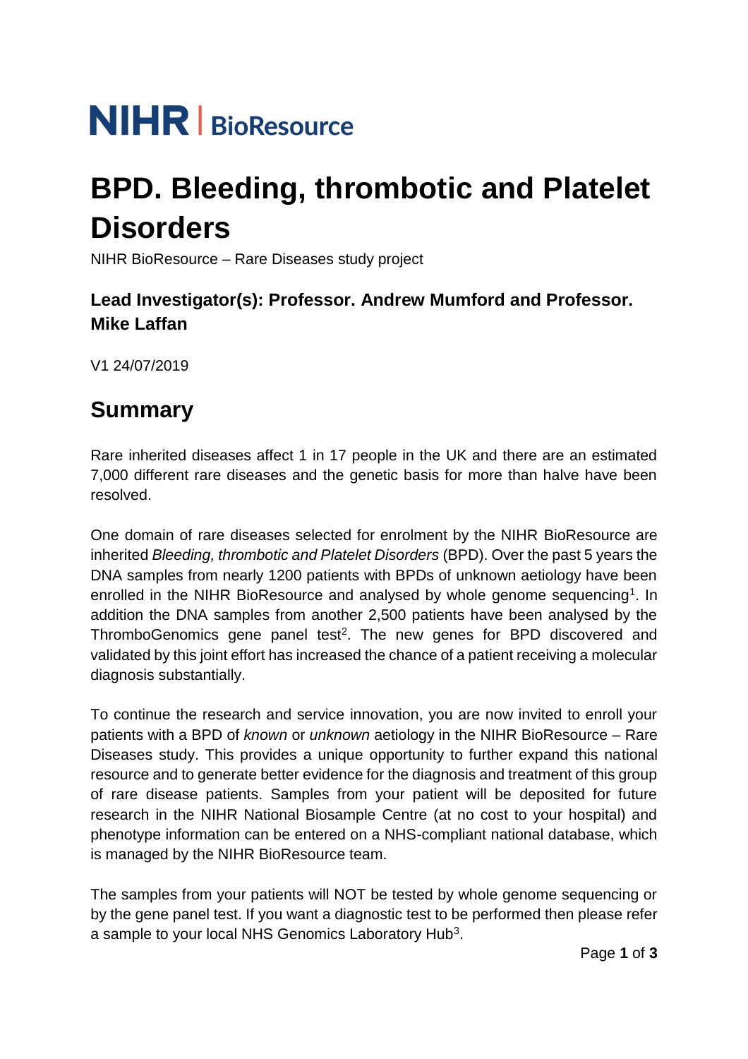NIHR | BioResource

# BPD. Bleeding, thrombotic and Platelet Disorders

NIHR BioResource – Rare Diseases study project

### Lead Investigator(s): Professor. Andrew Mumford and Professor. Mike Laffan

V1 24/07/2019

## Summary

Rare inherited diseases affect 1 in 17 people in the UK and there are an estimated 7,000 different rare diseases and the genetic basis for more than halve have been resolved.

One domain of rare diseases selected for enrolment by the NIHR BioResource are inherited *Bleeding, thrombotic and Platelet Disorders* (BPD). Over the past 5 years the DNA samples from nearly 1200 patients with BPDs of unknown aetiology have been enrolled in the NIHR BioResource and analysed by whole genome sequencing[1]. In addition the DNA samples from another 2,500 patients have been analysed by the ThromboGenomics gene panel test[2]. The new genes for BPD discovered and validated by this joint effort has increased the chance of a patient receiving a molecular diagnosis substantially.

To continue the research and service innovation, you are now invited to enroll your patients with a BPD of *known* or *unknown* aetiology in the NIHR BioResource – Rare Diseases study. This provides a unique opportunity to further expand this national resource and to generate better evidence for the diagnosis and treatment of this group of rare disease patients. Samples from your patient will be deposited for future research in the NIHR National Biosample Centre (at no cost to your hospital) and phenotype information can be entered on a NHS-compliant national database, which is managed by the NIHR BioResource team.

The samples from your patients will NOT be tested by whole genome sequencing or by the gene panel test. If you want a diagnostic test to be performed then please refer a sample to your local NHS Genomics Laboratory Hub[3].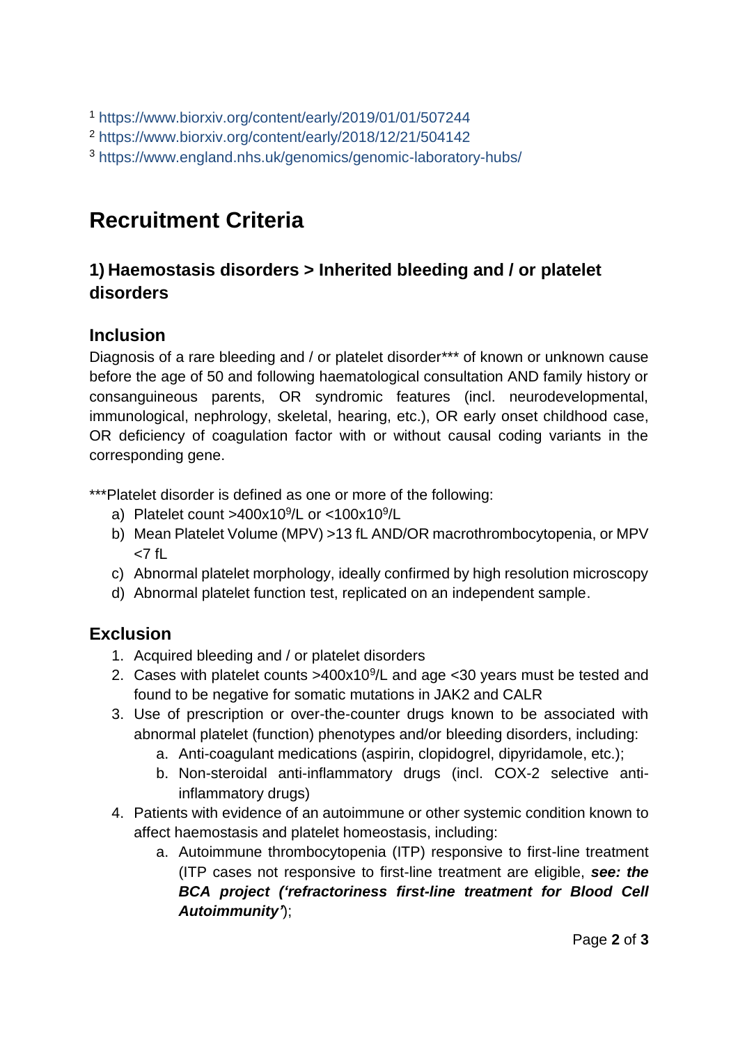[1] https://www.biorxiv.org/content/early/2019/01/01/507244

[2] https://www.biorxiv.org/content/early/2018/12/21/504142

[3] https://www.england.nhs.uk/genomics/genomic-laboratory-hubs/

# Recruitment Criteria

## 1) Haemostasis disorders > Inherited bleeding and / or platelet disorders

### Inclusion

Diagnosis of a rare bleeding and / or platelet disorder*** of known or unknown cause before the age of 50 and following haematological consultation AND family history or consanguineous parents, OR syndromic features (incl. neurodevelopmental, immunological, nephrology, skeletal, hearing, etc.), OR early onset childhood case, OR deficiency of coagulation factor with or without causal coding variants in the corresponding gene.

***Platelet disorder is defined as one or more of the following:

a) Platelet count >400x$10^9$/L or <100x$10^9$/L
b) Mean Platelet Volume (MPV) >13 fL AND/OR macrothrombocytopenia, or MPV <7 fL
c) Abnormal platelet morphology, ideally confirmed by high resolution microscopy
d) Abnormal platelet function test, replicated on an independent sample.

### Exclusion

1. Acquired bleeding and / or platelet disorders
2. Cases with platelet counts >400x$10^9$/L and age <30 years must be tested and found to be negative for somatic mutations in JAK2 and CALR
3. Use of prescription or over-the-counter drugs known to be associated with abnormal platelet (function) phenotypes and/or bleeding disorders, including:
   a. Anti-coagulant medications (aspirin, clopidogrel, dipyridamole, etc.);
   b. Non-steroidal anti-inflammatory drugs (incl. COX-2 selective anti-inflammatory drugs)
4. Patients with evidence of an autoimmune or other systemic condition known to affect haemostasis and platelet homeostasis, including:
   a. Autoimmune thrombocytopenia (ITP) responsive to first-line treatment (ITP cases not responsive to first-line treatment are eligible, ***see: the BCA project ('refractoriness first-line treatment for Blood Cell Autoimmunity'***);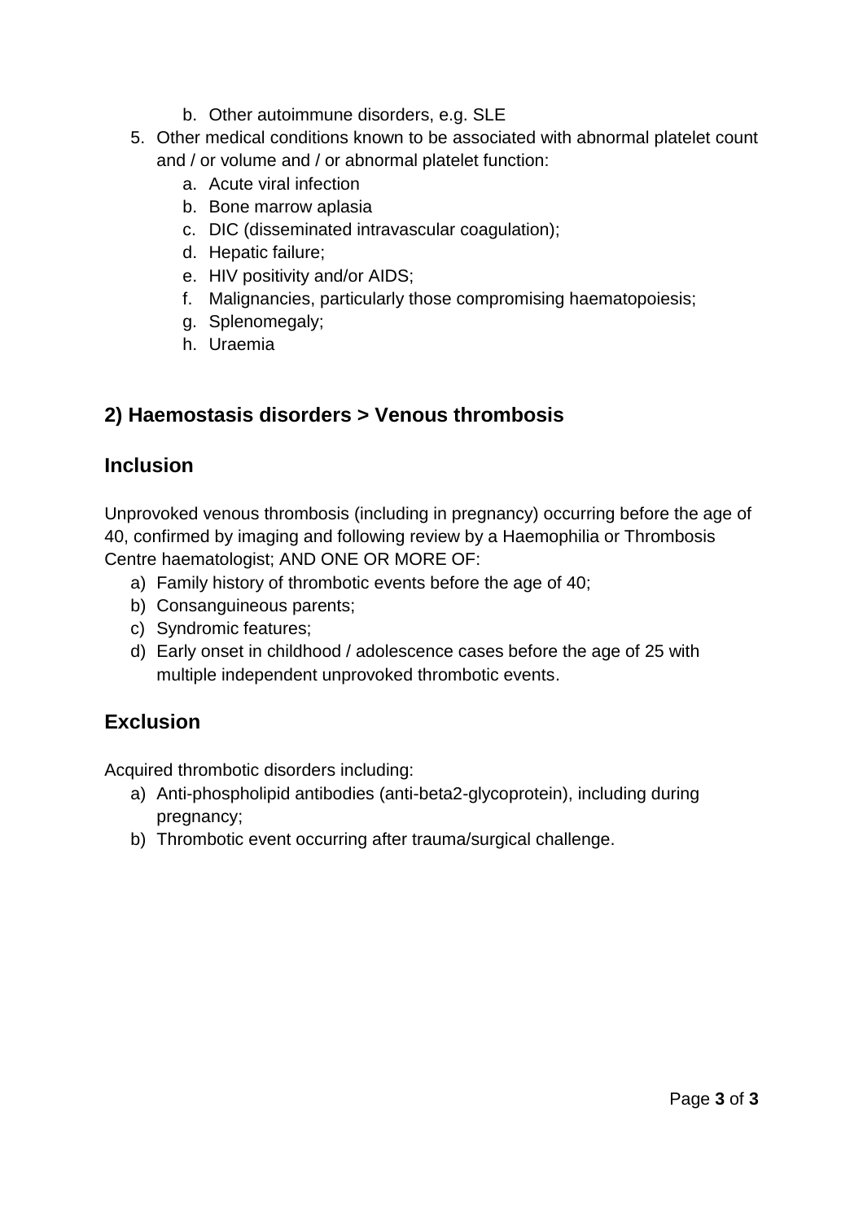b. Other autoimmune disorders, e.g. SLE

5. Other medical conditions known to be associated with abnormal platelet count and / or volume and / or abnormal platelet function:
    a. Acute viral infection
    b. Bone marrow aplasia
    c. DIC (disseminated intravascular coagulation);
    d. Hepatic failure;
    e. HIV positivity and/or AIDS;
    f. Malignancies, particularly those compromising haematopoiesis;
    g. Splenomegaly;
    h. Uraemia

## 2) Haemostasis disorders > Venous thrombosis

## Inclusion

Unprovoked venous thrombosis (including in pregnancy) occurring before the age of 40, confirmed by imaging and following review by a Haemophilia or Thrombosis Centre haematologist; AND ONE OR MORE OF:

a) Family history of thrombotic events before the age of 40;
b) Consanguineous parents;
c) Syndromic features;
d) Early onset in childhood / adolescence cases before the age of 25 with multiple independent unprovoked thrombotic events.

## Exclusion

Acquired thrombotic disorders including:

a) Anti-phospholipid antibodies (anti-beta2-glycoprotein), including during pregnancy;
b) Thrombotic event occurring after trauma/surgical challenge.